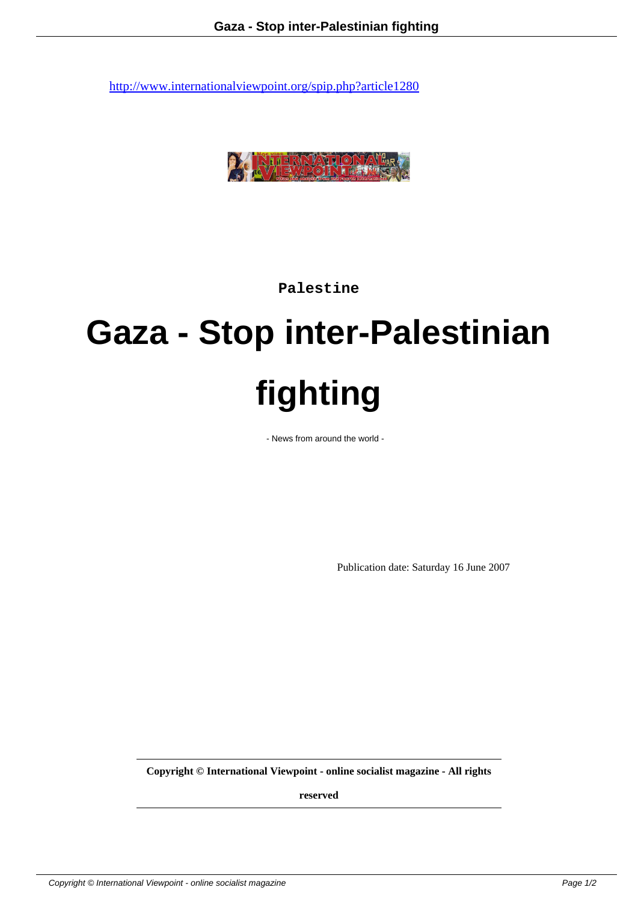http://www.internationalviewpoint.org/spip.php?article1280

Palestine

# Gaza - Stop inter-Palestinian fighting

- News from around the world -

Publication date: Saturday 16 June 2007

**Copyright © International Viewpoint - online socialist magazine - All rights reserved**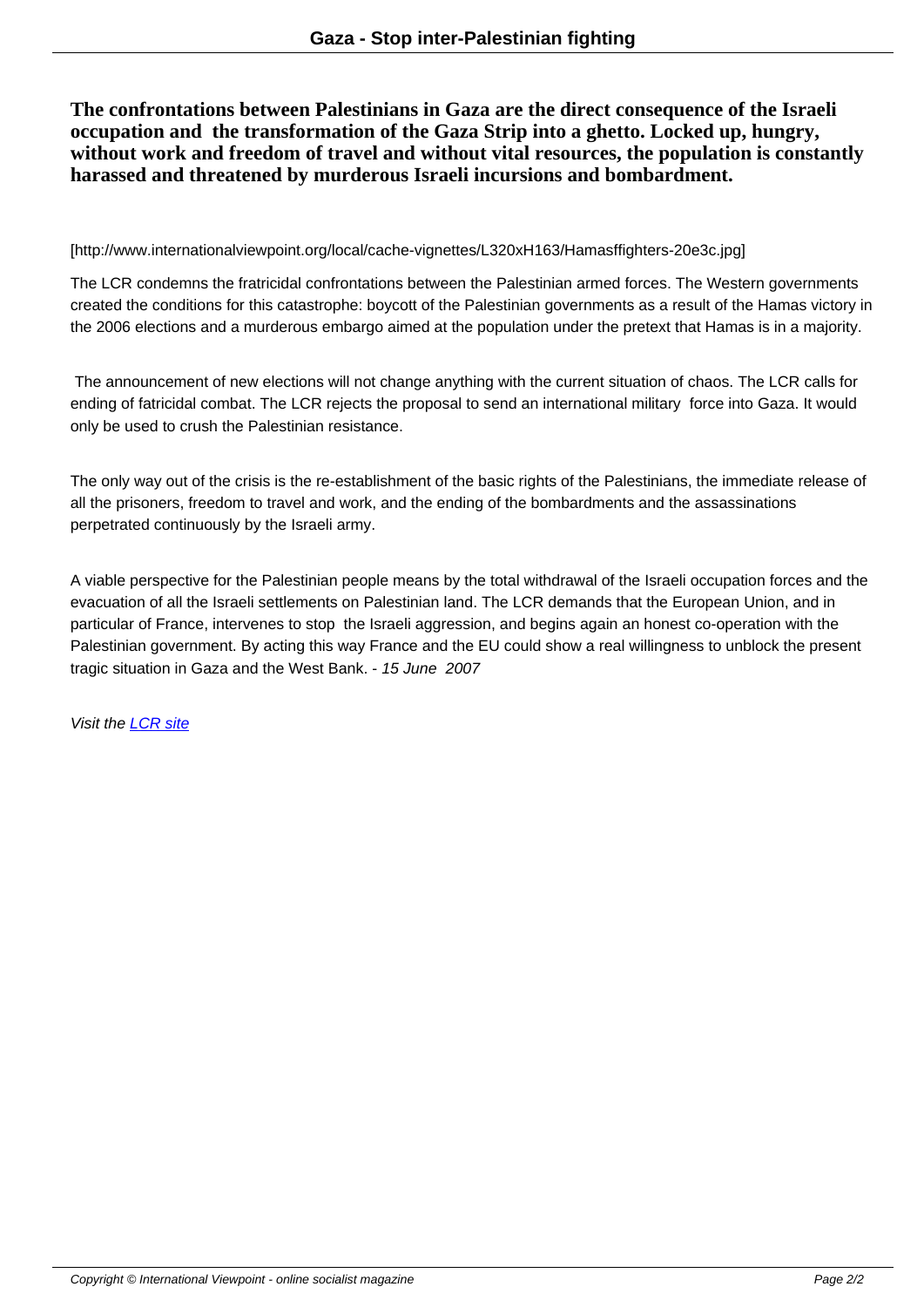**The confrontations between Palestinians in Gaza are the direct consequence of the Israeli occupation and the transformation of the Gaza Strip into a ghetto. Locked up, hungry, without work and freedom of travel and without vital resources, the population is constantly harassed and threatened by murderous Israeli incursions and bombardment.**

[http://www.internationalviewpoint.org/local/cache-vignettes/L320xH163/Hamasffighters-20e3c.jpg]

The LCR condemns the fratricidal confrontations between the Palestinian armed forces. The Western governments created the conditions for this catastrophe: boycott of the Palestinian governments as a result of the Hamas victory in the 2006 elections and a murderous embargo aimed at the population under the pretext that Hamas is in a majority.

The announcement of new elections will not change anything with the current situation of chaos. The LCR calls for ending of fatricidal combat. The LCR rejects the proposal to send an international military force into Gaza. It would only be used to crush the Palestinian resistance.

The only way out of the crisis is the re-establishment of the basic rights of the Palestinians, the immediate release of all the prisoners, freedom to travel and work, and the ending of the bombardments and the assassinations perpetrated continuously by the Israeli army.

A viable perspective for the Palestinian people means by the total withdrawal of the Israeli occupation forces and the evacuation of all the Israeli settlements on Palestinian land. The LCR demands that the European Union, and in particular of France, intervenes to stop the Israeli aggression, and begins again an honest co-operation with the Palestinian government. By acting this way France and the EU could show a real willingness to unblock the present tragic situation in Gaza and the West Bank. - *15 June 2007*

*Visit the LCR site*